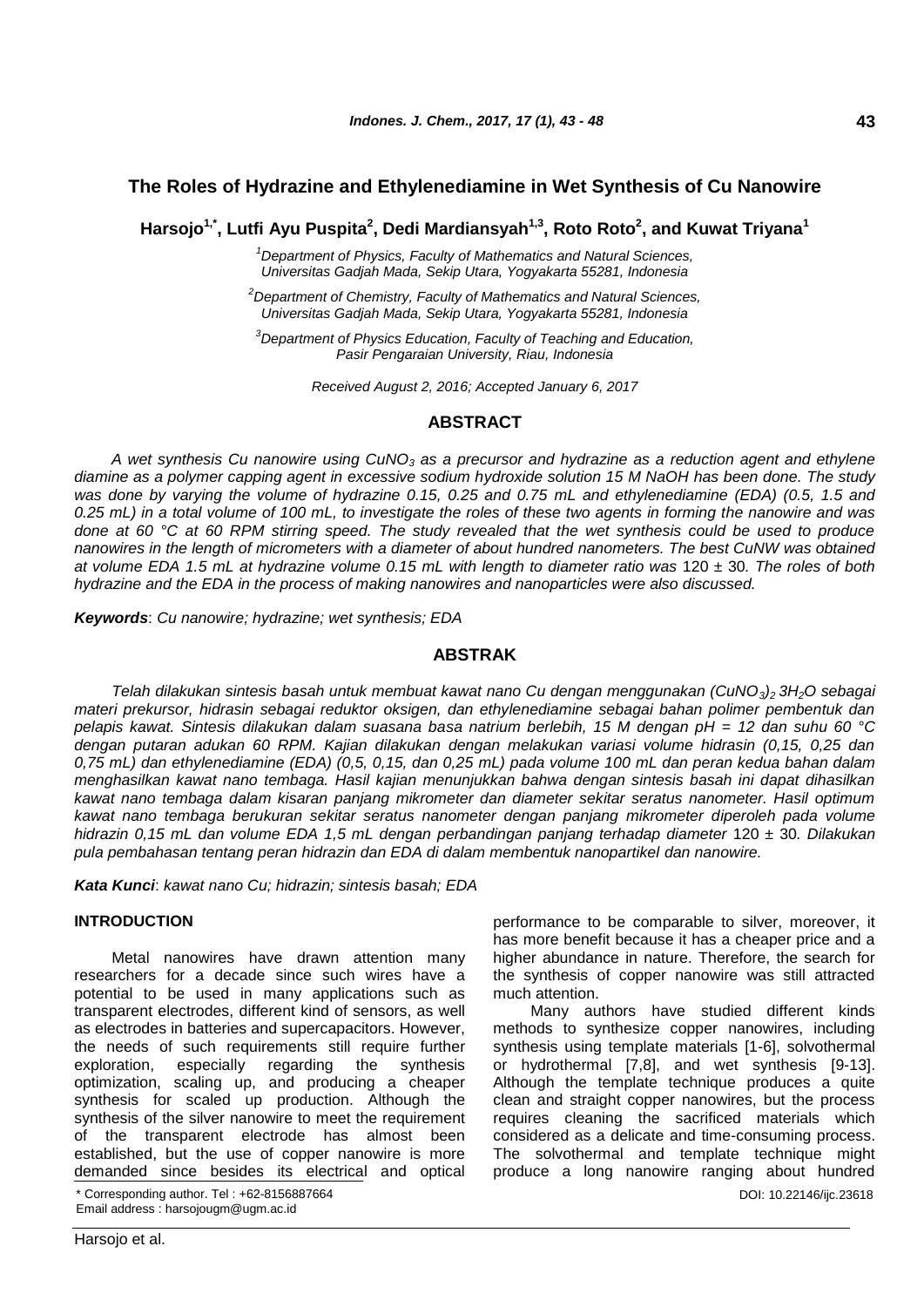# The Roles of Hydrazine and Ethylenediamine in Wet Synthesis of Cu Nanowire

**Harsojo[1,*], Lutfi Ayu Puspita[2], Dedi Mardiansyah[1,3], Roto Roto[2], and Kuwat Triyana[1]**

[1]*Department of Physics, Faculty of Mathematics and Natural Sciences, Universitas Gadjah Mada, Sekip Utara, Yogyakarta 55281, Indonesia*

[2]*Department of Chemistry, Faculty of Mathematics and Natural Sciences, Universitas Gadjah Mada, Sekip Utara, Yogyakarta 55281, Indonesia*

[3]*Department of Physics Education, Faculty of Teaching and Education, Pasir Pengaraian University, Riau, Indonesia*

*Received August 2, 2016; Accepted January 6, 2017*

## ABSTRACT

*A wet synthesis Cu nanowire using $CuNO_3$ as a precursor and hydrazine as a reduction agent and ethylene diamine as a polymer capping agent in excessive sodium hydroxide solution 15 M NaOH has been done. The study was done by varying the volume of hydrazine 0.15, 0.25 and 0.75 mL and ethylenediamine (EDA) (0.5, 1.5 and 0.25 mL) in a total volume of 100 mL, to investigate the roles of these two agents in forming the nanowire and was done at 60 °C at 60 RPM stirring speed. The study revealed that the wet synthesis could be used to produce nanowires in the length of micrometers with a diameter of about hundred nanometers. The best CuNW was obtained at volume EDA 1.5 mL at hydrazine volume 0.15 mL with length to diameter ratio was* 120 ± 30*. The roles of both hydrazine and the EDA in the process of making nanowires and nanoparticles were also discussed.*

***Keywords***: *Cu nanowire; hydrazine; wet synthesis; EDA*

## ABSTRAK

*Telah dilakukan sintesis basah untuk membuat kawat nano Cu dengan menggunakan $(CuNO_3)_2\ 3H_2O$ sebagai materi prekursor, hidrasin sebagai reduktor oksigen, dan ethylenediamine sebagai bahan polimer pembentuk dan pelapis kawat. Sintesis dilakukan dalam suasana basa natrium berlebih, 15 M dengan pH = 12 dan suhu 60 °C dengan putaran adukan 60 RPM. Kajian dilakukan dengan melakukan variasi volume hidrasin (0,15, 0,25 dan 0,75 mL) dan ethylenediamine (EDA) (0,5, 0,15, dan 0,25 mL) pada volume 100 mL dan peran kedua bahan dalam menghasilkan kawat nano tembaga. Hasil kajian menunjukkan bahwa dengan sintesis basah ini dapat dihasilkan kawat nano tembaga dalam kisaran panjang mikrometer dan diameter sekitar seratus nanometer. Hasil optimum kawat nano tembaga berukuran sekitar seratus nanometer dengan panjang mikrometer diperoleh pada volume hidrazin 0,15 mL dan volume EDA 1,5 mL dengan perbandingan panjang terhadap diameter* 120 ± 30*. Dilakukan pula pembahasan tentang peran hidrazin dan EDA di dalam membentuk nanopartikel dan nanowire.*

***Kata Kunci***: *kawat nano Cu; hidrazin; sintesis basah; EDA*

## INTRODUCTION

Metal nanowires have drawn attention many researchers for a decade since such wires have a potential to be used in many applications such as transparent electrodes, different kind of sensors, as well as electrodes in batteries and supercapacitors. However, the needs of such requirements still require further exploration, especially regarding the synthesis optimization, scaling up, and producing a cheaper synthesis for scaled up production. Although the synthesis of the silver nanowire to meet the requirement of the transparent electrode has almost been established, but the use of copper nanowire is more demanded since besides its electrical and optical performance to be comparable to silver, moreover, it has more benefit because it has a cheaper price and a higher abundance in nature. Therefore, the search for the synthesis of copper nanowire was still attracted much attention.

Many authors have studied different kinds methods to synthesize copper nanowires, including synthesis using template materials [1-6], solvothermal or hydrothermal [7,8], and wet synthesis [9-13]. Although the template technique produces a quite clean and straight copper nanowires, but the process requires cleaning the sacrificed materials which considered as a delicate and time-consuming process. The solvothermal and template technique might produce a long nanowire ranging about hundred

\* Corresponding author. Tel : +62-8156887664
Email address : harsojougm@ugm.ac.id

DOI: 10.22146/ijc.23618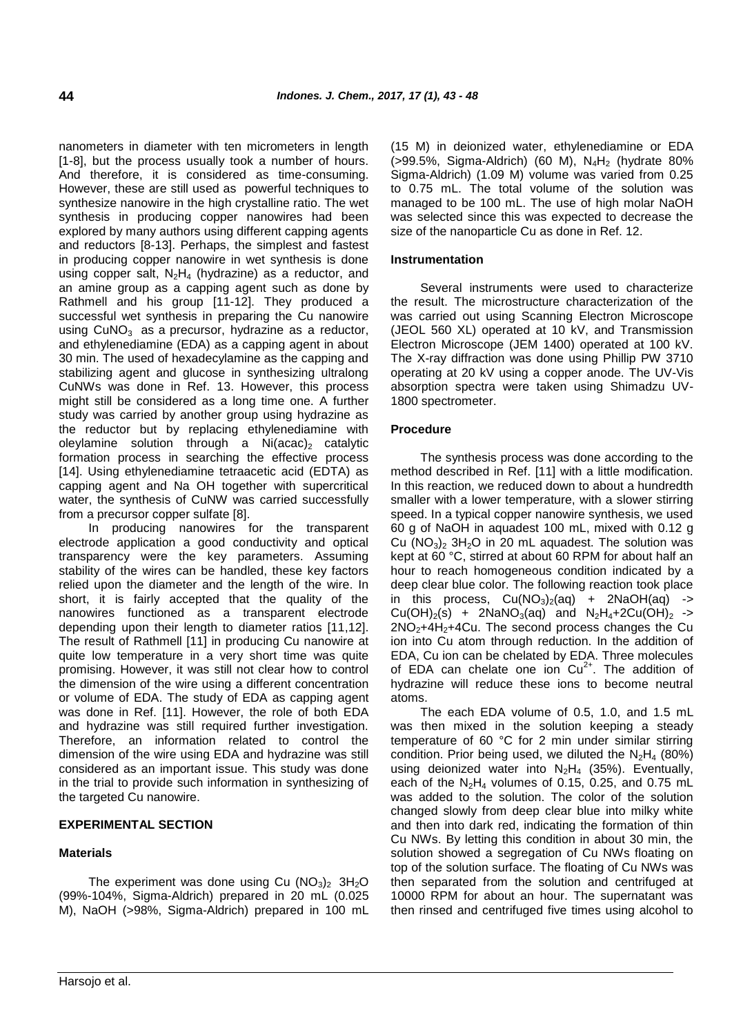nanometers in diameter with ten micrometers in length [1-8], but the process usually took a number of hours. And therefore, it is considered as time-consuming. However, these are still used as powerful techniques to synthesize nanowire in the high crystalline ratio. The wet synthesis in producing copper nanowires had been explored by many authors using different capping agents and reductors [8-13]. Perhaps, the simplest and fastest in producing copper nanowire in wet synthesis is done using copper salt, $N_2H_4$ (hydrazine) as a reductor, and an amine group as a capping agent such as done by Rathmell and his group [11-12]. They produced a successful wet synthesis in preparing the Cu nanowire using $CuNO_3$ as a precursor, hydrazine as a reductor, and ethylenediamine (EDA) as a capping agent in about 30 min. The used of hexadecylamine as the capping and stabilizing agent and glucose in synthesizing ultralong CuNWs was done in Ref. 13. However, this process might still be considered as a long time one. A further study was carried by another group using hydrazine as the reductor but by replacing ethylenediamine with oleylamine solution through a $Ni(acac)_2$ catalytic formation process in searching the effective process [14]. Using ethylenediamine tetraacetic acid (EDTA) as capping agent and Na OH together with supercritical water, the synthesis of CuNW was carried successfully from a precursor copper sulfate [8].

In producing nanowires for the transparent electrode application a good conductivity and optical transparency were the key parameters. Assuming stability of the wires can be handled, these key factors relied upon the diameter and the length of the wire. In short, it is fairly accepted that the quality of the nanowires functioned as a transparent electrode depending upon their length to diameter ratios [11,12]. The result of Rathmell [11] in producing Cu nanowire at quite low temperature in a very short time was quite promising. However, it was still not clear how to control the dimension of the wire using a different concentration or volume of EDA. The study of EDA as capping agent was done in Ref. [11]. However, the role of both EDA and hydrazine was still required further investigation. Therefore, an information related to control the dimension of the wire using EDA and hydrazine was still considered as an important issue. This study was done in the trial to provide such information in synthesizing of the targeted Cu nanowire.

## EXPERIMENTAL SECTION

### Materials

The experiment was done using Cu $(NO_3)_2$ $3H_2O$ (99%-104%, Sigma-Aldrich) prepared in 20 mL (0.025 M), NaOH (>98%, Sigma-Aldrich) prepared in 100 mL (15 M) in deionized water, ethylenediamine or EDA (>99.5%, Sigma-Aldrich) (60 M), $N_4H_2$ (hydrate 80% Sigma-Aldrich) (1.09 M) volume was varied from 0.25 to 0.75 mL. The total volume of the solution was managed to be 100 mL. The use of high molar NaOH was selected since this was expected to decrease the size of the nanoparticle Cu as done in Ref. 12.

### Instrumentation

Several instruments were used to characterize the result. The microstructure characterization of the was carried out using Scanning Electron Microscope (JEOL 560 XL) operated at 10 kV, and Transmission Electron Microscope (JEM 1400) operated at 100 kV. The X-ray diffraction was done using Phillip PW 3710 operating at 20 kV using a copper anode. The UV-Vis absorption spectra were taken using Shimadzu UV-1800 spectrometer.

### Procedure

The synthesis process was done according to the method described in Ref. [11] with a little modification. In this reaction, we reduced down to about a hundredth smaller with a lower temperature, with a slower stirring speed. In a typical copper nanowire synthesis, we used 60 g of NaOH in aquadest 100 mL, mixed with 0.12 g Cu $(NO_3)_2$ $3H_2O$ in 20 mL aquadest. The solution was kept at 60 °C, stirred at about 60 RPM for about half an hour to reach homogeneous condition indicated by a deep clear blue color. The following reaction took place in this process, $Cu(NO_3)_2(aq) + 2NaOH(aq) \rightarrow Cu(OH)_2(s) + 2NaNO_3(aq)$ and $N_2H_4 + 2Cu(OH)_2 \rightarrow 2NO_2 + 4H_2 + 4Cu$. The second process changes the Cu ion into Cu atom through reduction. In the addition of EDA, Cu ion can be chelated by EDA. Three molecules of EDA can chelate one ion $Cu^{2+}$. The addition of hydrazine will reduce these ions to become neutral atoms.

The each EDA volume of 0.5, 1.0, and 1.5 mL was then mixed in the solution keeping a steady temperature of 60 °C for 2 min under similar stirring condition. Prior being used, we diluted the $N_2H_4$ (80%) using deionized water into $N_2H_4$ (35%). Eventually, each of the $N_2H_4$ volumes of 0.15, 0.25, and 0.75 mL was added to the solution. The color of the solution changed slowly from deep clear blue into milky white and then into dark red, indicating the formation of thin Cu NWs. By letting this condition in about 30 min, the solution showed a segregation of Cu NWs floating on top of the solution surface. The floating of Cu NWs was then separated from the solution and centrifuged at 10000 RPM for about an hour. The supernatant was then rinsed and centrifuged five times using alcohol to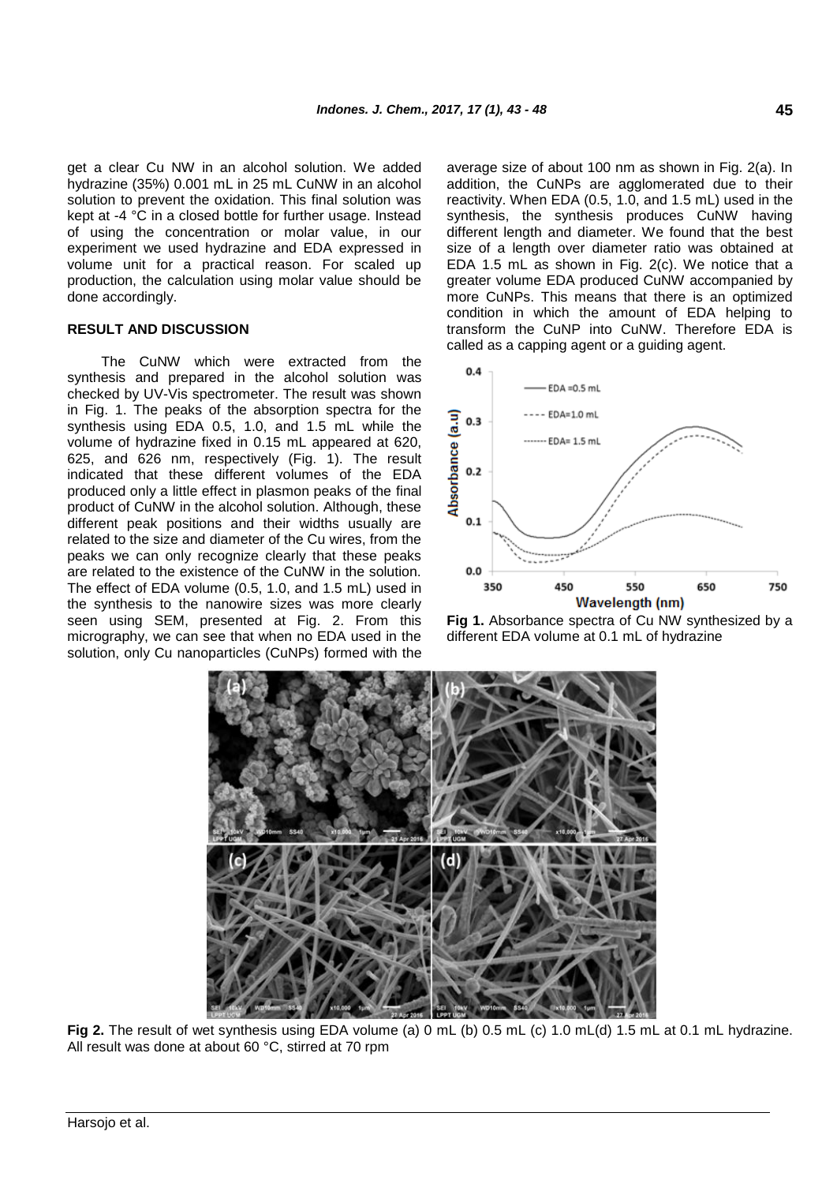get a clear Cu NW in an alcohol solution. We added hydrazine (35%) 0.001 mL in 25 mL CuNW in an alcohol solution to prevent the oxidation. This final solution was kept at -4 °C in a closed bottle for further usage. Instead of using the concentration or molar value, in our experiment we used hydrazine and EDA expressed in volume unit for a practical reason. For scaled up production, the calculation using molar value should be done accordingly.

## RESULT AND DISCUSSION

The CuNW which were extracted from the synthesis and prepared in the alcohol solution was checked by UV-Vis spectrometer. The result was shown in Fig. 1. The peaks of the absorption spectra for the synthesis using EDA 0.5, 1.0, and 1.5 mL while the volume of hydrazine fixed in 0.15 mL appeared at 620, 625, and 626 nm, respectively (Fig. 1). The result indicated that these different volumes of the EDA produced only a little effect in plasmon peaks of the final product of CuNW in the alcohol solution. Although, these different peak positions and their widths usually are related to the size and diameter of the Cu wires, from the peaks we can only recognize clearly that these peaks are related to the existence of the CuNW in the solution. The effect of EDA volume (0.5, 1.0, and 1.5 mL) used in the synthesis to the nanowire sizes was more clearly seen using SEM, presented at Fig. 2. From this micrography, we can see that when no EDA used in the solution, only Cu nanoparticles (CuNPs) formed with the average size of about 100 nm as shown in Fig. 2(a). In addition, the CuNPs are agglomerated due to their reactivity. When EDA (0.5, 1.0, and 1.5 mL) used in the synthesis, the synthesis produces CuNW having different length and diameter. We found that the best size of a length over diameter ratio was obtained at EDA 1.5 mL as shown in Fig. 2(c). We notice that a greater volume EDA produced CuNW accompanied by more CuNPs. This means that there is an optimized condition in which the amount of EDA helping to transform the CuNP into CuNW. Therefore EDA is called as a capping agent or a guiding agent.

**Fig 1.** Absorbance spectra of Cu NW synthesized by a different EDA volume at 0.1 mL of hydrazine

**Fig 2.** The result of wet synthesis using EDA volume (a) 0 mL (b) 0.5 mL (c) 1.0 mL(d) 1.5 mL at 0.1 mL hydrazine. All result was done at about 60 °C, stirred at 70 rpm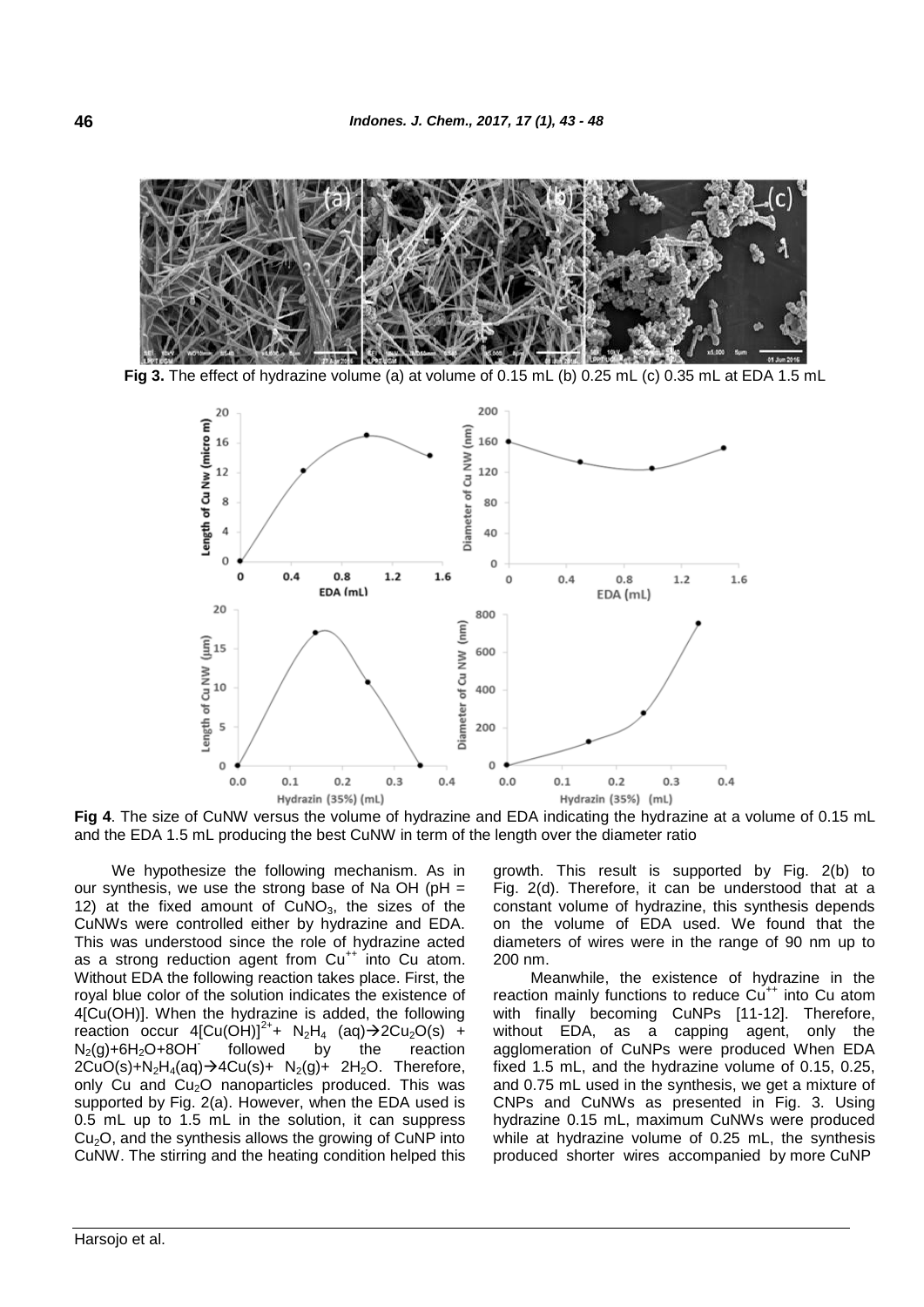**Fig 3.** The effect of hydrazine volume (a) at volume of 0.15 mL (b) 0.25 mL (c) 0.35 mL at EDA 1.5 mL

**Fig 4**. The size of CuNW versus the volume of hydrazine and EDA indicating the hydrazine at a volume of 0.15 mL and the EDA 1.5 mL producing the best CuNW in term of the length over the diameter ratio

We hypothesize the following mechanism. As in our synthesis, we use the strong base of Na OH (pH = 12) at the fixed amount of $CuNO_3$, the sizes of the CuNWs were controlled either by hydrazine and EDA. This was understood since the role of hydrazine acted as a strong reduction agent from $Cu^{++}$ into Cu atom. Without EDA the following reaction takes place. First, the royal blue color of the solution indicates the existence of 4[Cu(OH)]. When the hydrazine is added, the following reaction occur $4[Cu(OH)]^{2+} + N_2H_4\ (aq) \rightarrow 2Cu_2O(s) + N_2(g) + 6H_2O + 8OH^-$ followed by the reaction $2CuO(s) + N_2H_4(aq) \rightarrow 4Cu(s) + N_2(g) + 2H_2O$. Therefore, only Cu and $Cu_2O$ nanoparticles produced. This was supported by Fig. 2(a). However, when the EDA used is 0.5 mL up to 1.5 mL in the solution, it can suppress $Cu_2O$, and the synthesis allows the growing of CuNP into CuNW. The stirring and the heating condition helped this growth. This result is supported by Fig. 2(b) to Fig. 2(d). Therefore, it can be understood that at a constant volume of hydrazine, this synthesis depends on the volume of EDA used. We found that the diameters of wires were in the range of 90 nm up to 200 nm.

Meanwhile, the existence of hydrazine in the reaction mainly functions to reduce $Cu^{++}$ into Cu atom with finally becoming CuNPs [11-12]. Therefore, without EDA, as a capping agent, only the agglomeration of CuNPs were produced When EDA fixed 1.5 mL, and the hydrazine volume of 0.15, 0.25, and 0.75 mL used in the synthesis, we get a mixture of CNPs and CuNWs as presented in Fig. 3. Using hydrazine 0.15 mL, maximum CuNWs were produced while at hydrazine volume of 0.25 mL, the synthesis produced shorter wires accompanied by more CuNP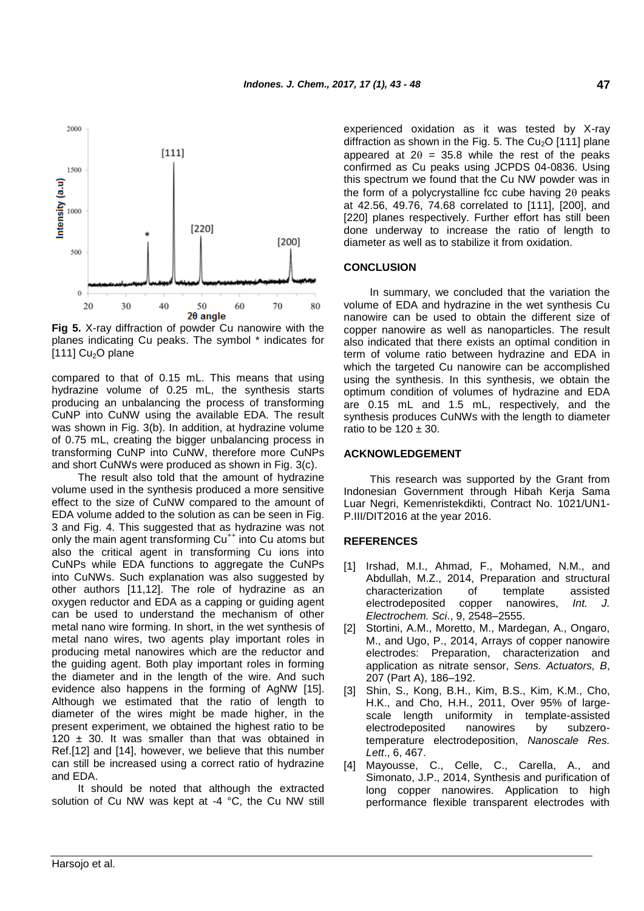**Fig 5.** X-ray diffraction of powder Cu nanowire with the planes indicating Cu peaks. The symbol * indicates for [111] $Cu_2O$ plane

compared to that of 0.15 mL. This means that using hydrazine volume of 0.25 mL, the synthesis starts producing an unbalancing the process of transforming CuNP into CuNW using the available EDA. The result was shown in Fig. 3(b). In addition, at hydrazine volume of 0.75 mL, creating the bigger unbalancing process in transforming CuNP into CuNW, therefore more CuNPs and short CuNWs were produced as shown in Fig. 3(c).

The result also told that the amount of hydrazine volume used in the synthesis produced a more sensitive effect to the size of CuNW compared to the amount of EDA volume added to the solution as can be seen in Fig. 3 and Fig. 4. This suggested that as hydrazine was not only the main agent transforming $Cu^{++}$ into Cu atoms but also the critical agent in transforming Cu ions into CuNPs while EDA functions to aggregate the CuNPs into CuNWs. Such explanation was also suggested by other authors [11,12]. The role of hydrazine as an oxygen reductor and EDA as a capping or guiding agent can be used to understand the mechanism of other metal nano wire forming. In short, in the wet synthesis of metal nano wires, two agents play important roles in producing metal nanowires which are the reductor and the guiding agent. Both play important roles in forming the diameter and in the length of the wire. And such evidence also happens in the forming of AgNW [15]. Although we estimated that the ratio of length to diameter of the wires might be made higher, in the present experiment, we obtained the highest ratio to be 120 ± 30. It was smaller than that was obtained in Ref.[12] and [14], however, we believe that this number can still be increased using a correct ratio of hydrazine and EDA.

It should be noted that although the extracted solution of Cu NW was kept at -4 °C, the Cu NW still experienced oxidation as it was tested by X-ray diffraction as shown in the Fig. 5. The $Cu_2O$ [111] plane appeared at $2\theta = 35.8$ while the rest of the peaks confirmed as Cu peaks using JCPDS 04-0836. Using this spectrum we found that the Cu NW powder was in the form of a polycrystalline fcc cube having $2\theta$ peaks at 42.56, 49.76, 74.68 correlated to [111], [200], and [220] planes respectively. Further effort has still been done underway to increase the ratio of length to diameter as well as to stabilize it from oxidation.

## CONCLUSION

In summary, we concluded that the variation the volume of EDA and hydrazine in the wet synthesis Cu nanowire can be used to obtain the different size of copper nanowire as well as nanoparticles. The result also indicated that there exists an optimal condition in term of volume ratio between hydrazine and EDA in which the targeted Cu nanowire can be accomplished using the synthesis. In this synthesis, we obtain the optimum condition of volumes of hydrazine and EDA are 0.15 mL and 1.5 mL, respectively, and the synthesis produces CuNWs with the length to diameter ratio to be 120 ± 30.

## ACKNOWLEDGEMENT

This research was supported by the Grant from Indonesian Government through Hibah Kerja Sama Luar Negri, Kemenristekdikti, Contract No. 1021/UN1-P.III/DIT2016 at the year 2016.

## REFERENCES

[1] Irshad, M.I., Ahmad, F., Mohamed, N.M., and Abdullah, M.Z., 2014, Preparation and structural characterization of template assisted electrodeposited copper nanowires, *Int. J. Electrochem. Sci*., 9, 2548–2555.

[2] Stortini, A.M., Moretto, M., Mardegan, A., Ongaro, M., and Ugo, P., 2014, Arrays of copper nanowire electrodes: Preparation, characterization and application as nitrate sensor, *Sens. Actuators, B*, 207 (Part A), 186–192.

[3] Shin, S., Kong, B.H., Kim, B.S., Kim, K.M., Cho, H.K., and Cho, H.H., 2011, Over 95% of large-scale length uniformity in template-assisted electrodeposited nanowires by subzero-temperature electrodeposition, *Nanoscale Res. Lett*., 6, 467.

[4] Mayousse, C., Celle, C., Carella, A., and Simonato, J.P., 2014, Synthesis and purification of long copper nanowires. Application to high performance flexible transparent electrodes with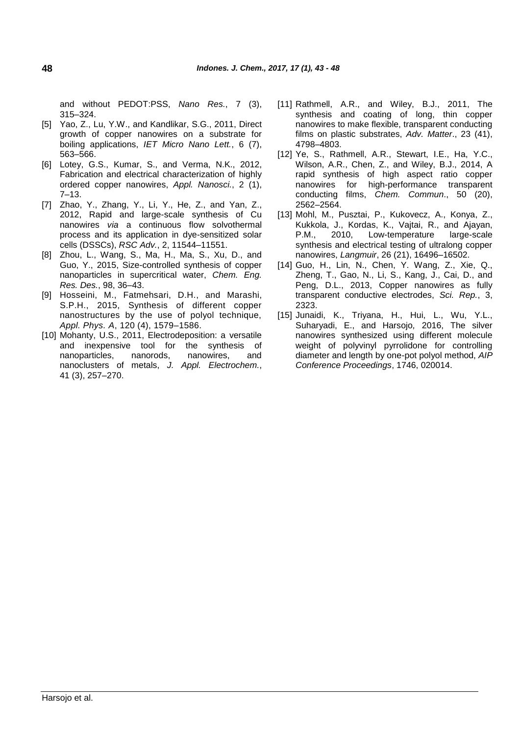and without PEDOT:PSS, *Nano Res.*, 7 (3), 315–324.

[5] Yao, Z., Lu, Y.W., and Kandlikar, S.G., 2011, Direct growth of copper nanowires on a substrate for boiling applications, *IET Micro Nano Lett.*, 6 (7), 563–566.

[6] Lotey, G.S., Kumar, S., and Verma, N.K., 2012, Fabrication and electrical characterization of highly ordered copper nanowires, *Appl. Nanosci.*, 2 (1), 7–13.

[7] Zhao, Y., Zhang, Y., Li, Y., He, Z., and Yan, Z., 2012, Rapid and large-scale synthesis of Cu nanowires *via* a continuous flow solvothermal process and its application in dye-sensitized solar cells (DSSCs), *RSC Adv.*, 2, 11544–11551.

[8] Zhou, L., Wang, S., Ma, H., Ma, S., Xu, D., and Guo, Y., 2015, Size-controlled synthesis of copper nanoparticles in supercritical water, *Chem. Eng. Res. Des.*, 98, 36–43.

[9] Hosseini, M., Fatmehsari, D.H., and Marashi, S.P.H., 2015, Synthesis of different copper nanostructures by the use of polyol technique, *Appl. Phys. A*, 120 (4), 1579–1586.

[10] Mohanty, U.S., 2011, Electrodeposition: a versatile and inexpensive tool for the synthesis of nanoparticles, nanorods, nanowires, and nanoclusters of metals, *J. Appl. Electrochem.*, 41 (3), 257–270.

[11] Rathmell, A.R., and Wiley, B.J., 2011, The synthesis and coating of long, thin copper nanowires to make flexible, transparent conducting films on plastic substrates, *Adv. Matter*., 23 (41), 4798–4803.

[12] Ye, S., Rathmell, A.R., Stewart, I.E., Ha, Y.C., Wilson, A.R., Chen, Z., and Wiley, B.J., 2014, A rapid synthesis of high aspect ratio copper nanowires for high-performance transparent conducting films, *Chem. Commun*., 50 (20), 2562–2564.

[13] Mohl, M., Pusztai, P., Kukovecz, A., Konya, Z., Kukkola, J., Kordas, K., Vajtai, R., and Ajayan, P.M., 2010, Low-temperature large-scale synthesis and electrical testing of ultralong copper nanowires, *Langmuir*, 26 (21), 16496–16502.

[14] Guo, H., Lin, N., Chen, Y. Wang, Z., Xie, Q., Zheng, T., Gao, N., Li, S., Kang, J., Cai, D., and Peng, D.L., 2013, Copper nanowires as fully transparent conductive electrodes, *Sci. Rep.*, 3, 2323.

[15] Junaidi, K., Triyana, H., Hui, L., Wu, Y.L., Suharyadi, E., and Harsojo, 2016, The silver nanowires synthesized using different molecule weight of polyvinyl pyrrolidone for controlling diameter and length by one-pot polyol method, *AIP Conference Proceedings*, 1746, 020014.